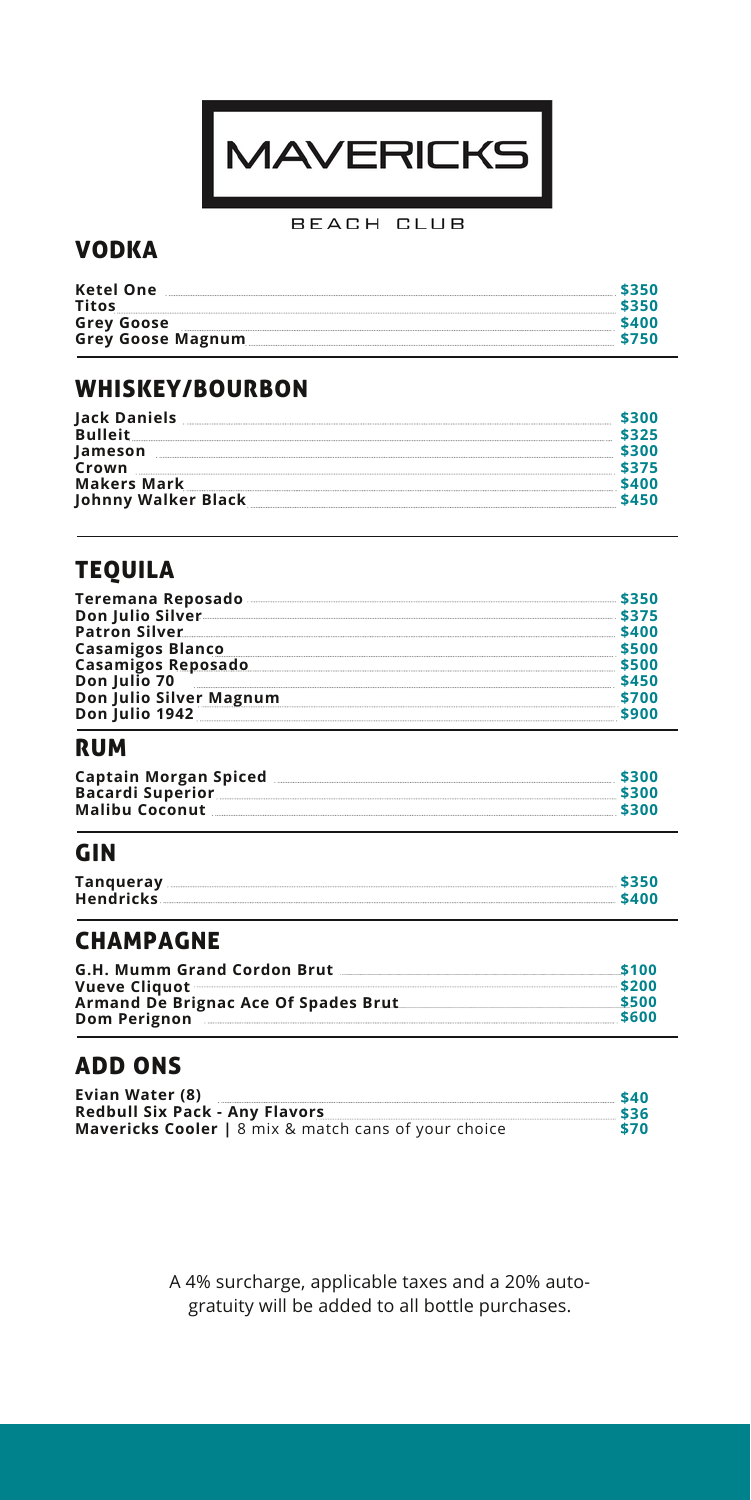# MAVERICKS

BEACH CLUB

## VODKA

| Item | Price |
| --- | --- |
| **Ketel One** | **$350** |
| **Titos** | **$350** |
| **Grey Goose** | **$400** |
| **Grey Goose Magnum** | **$750** |

## WHISKEY/BOURBON

| Item | Price |
| --- | --- |
| **Jack Daniels** | **$300** |
| **Bulleit** | **$325** |
| **Jameson** | **$300** |
| **Crown** | **$375** |
| **Makers Mark** | **$400** |
| **Johnny Walker Black** | **$450** |

## TEQUILA

| Item | Price |
| --- | --- |
| **Teremana Reposado** | **$350** |
| **Don Julio Silver** | **$375** |
| **Patron Silver** | **$400** |
| **Casamigos Blanco** | **$500** |
| **Casamigos Reposado** | **$500** |
| **Don Julio 70** | **$450** |
| **Don Julio Silver Magnum** | **$700** |
| **Don Julio 1942** | **$900** |

## RUM

| Item | Price |
| --- | --- |
| **Captain Morgan Spiced** | **$300** |
| **Bacardi Superior** | **$300** |
| **Malibu Coconut** | **$300** |

## GIN

| Item | Price |
| --- | --- |
| **Tanqueray** | **$350** |
| **Hendricks** | **$400** |

## CHAMPAGNE

| Item | Price |
| --- | --- |
| **G.H. Mumm Grand Cordon Brut** | **$100** |
| **Vueve Cliquot** | **$200** |
| **Armand De Brignac Ace Of Spades Brut** | **$500** |
| **Dom Perignon** | **$600** |

## ADD ONS

| Item | Price |
| --- | --- |
| **Evian Water (8)** | **$40** |
| **Redbull Six Pack - Any Flavors** | **$36** |
| **Mavericks Cooler** \| 8 mix & match cans of your choice | **$70** |

A 4% surcharge, applicable taxes and a 20% auto-gratuity will be added to all bottle purchases.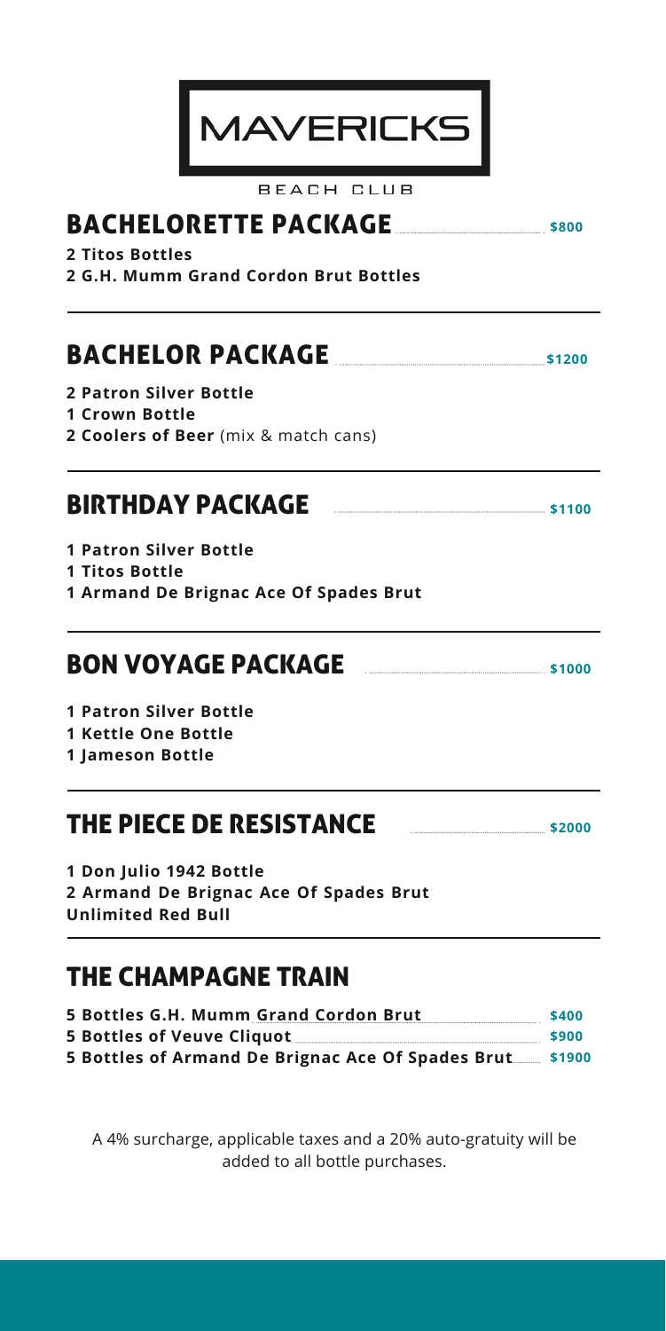# MAVERICKS

BEACH CLUB

## BACHELORETTE PACKAGE $800

**2 Titos Bottles**
**2 G.H. Mumm Grand Cordon Brut Bottles**

## BACHELOR PACKAGE $1200

**2 Patron Silver Bottle**
**1 Crown Bottle**
**2 Coolers of Beer** (mix & match cans)

## BIRTHDAY PACKAGE $1100

**1 Patron Silver Bottle**
**1 Titos Bottle**
**1 Armand De Brignac Ace Of Spades Brut**

## BON VOYAGE PACKAGE $1000

**1 Patron Silver Bottle**
**1 Kettle One Bottle**
**1 Jameson Bottle**

## THE PIECE DE RESISTANCE $2000

**1 Don Julio 1942 Bottle**
**2 Armand De Brignac Ace Of Spades Brut**
**Unlimited Red Bull**

## THE CHAMPAGNE TRAIN

**5 Bottles G.H. Mumm Grand Cordon Brut** $400
**5 Bottles of Veuve Cliquot** $900
**5 Bottles of Armand De Brignac Ace Of Spades Brut** $1900

A 4% surcharge, applicable taxes and a 20% auto-gratuity will be added to all bottle purchases.